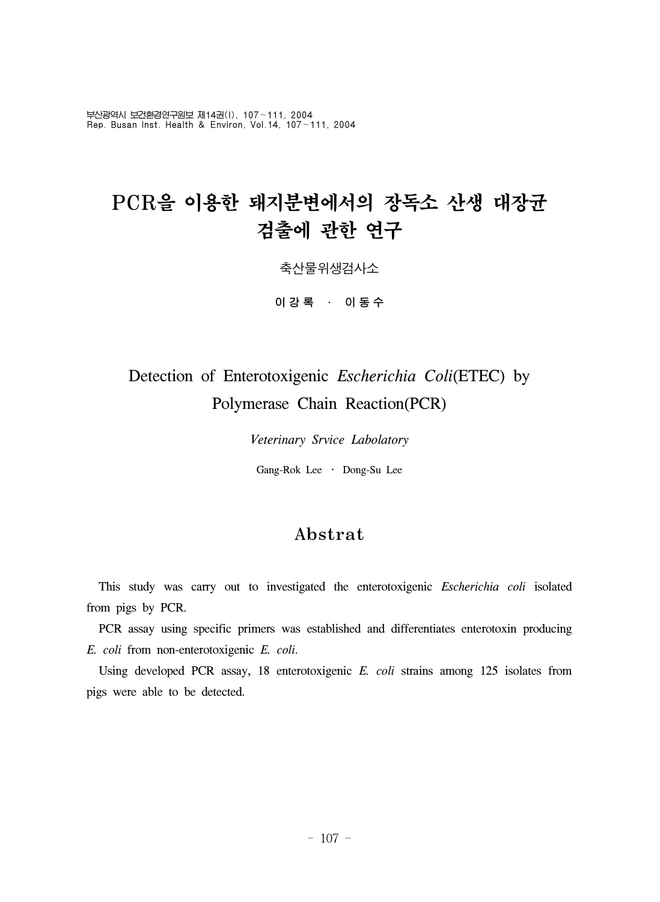# PCR을 이용한 돼지분변에서의 장독소 산생 대장균 검출에 관한 연구

축산물위생검사소

**이 강 록 · 이 동 수**

## Detection of Enterotoxigenic *Escherichia Coli*(ETEC) by Polymerase Chain Reaction(PCR)

*Veterinary Srvice Labolatory*

Gang-Rok Lee · Dong-Su Lee

## Abstrat

This study was carry out to investigated the enterotoxigenic *Escherichia coli* isolated from pigs by PCR.

PCR assay using specific primers was established and differentiates enterotoxin producing *E. coli* from non-enterotoxigenic *E. coli*.

Using developed PCR assay, 18 enterotoxigenic *E. coli* strains among 125 isolates from pigs were able to be detected.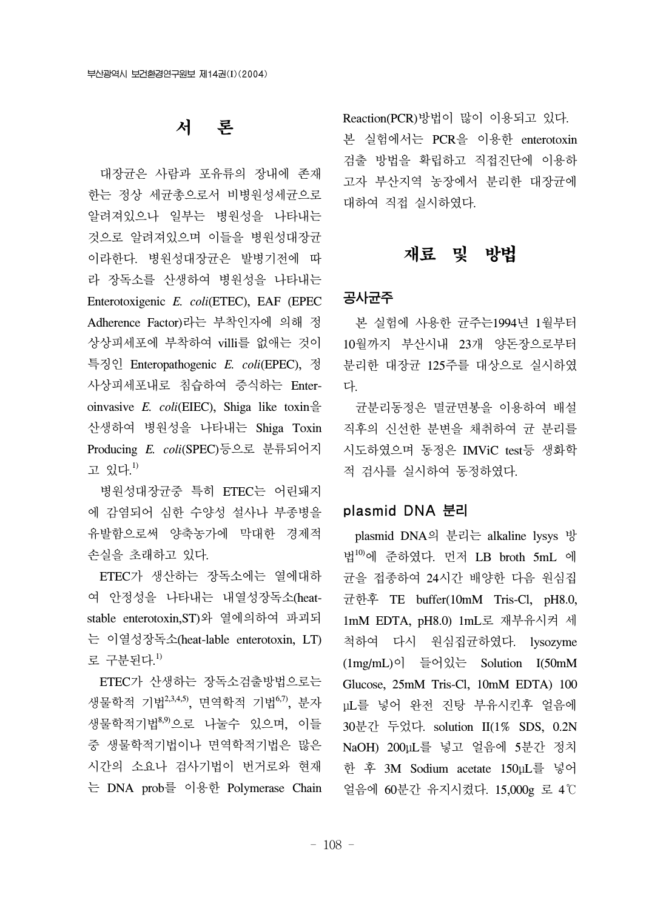## 서　론

대장균은 사람과 포유류의 장내에 존재하는 정상 세균총으로서 비병원성세균으로 알려져있으나 일부는 병원성을 나타내는 것으로 알려져있으며 이들을 병원성대장균이라한다. 병원성대장균은 발병기전에 따라 장독소를 산생하여 병원성을 나타내는 Enterotoxigenic *E. coli*(ETEC), EAF (EPEC Adherence Factor)라는 부착인자에 의해 정상상피세포에 부착하여 villi를 없애는 것이 특징인 Enteropathogenic *E. coli*(EPEC), 정사상피세포내로 침습하여 증식하는 Enteroinvasive *E. coli*(EIEC), Shiga like toxin을 산생하여 병원성을 나타내는 Shiga Toxin Producing *E. coli*(SPEC)등으로 분류되어지고 있다.[1)]

병원성대장균중 특히 ETEC는 어린돼지에 감염되어 심한 수양성 설사나 부종병을 유발함으로써 양축농가에 막대한 경제적 손실을 초래하고 있다.

ETEC가 생산하는 장독소에는 열에대하여 안정성을 나타내는 내열성장독소(heat-stable enterotoxin,ST)와 열에의하여 파괴되는 이열성장독소(heat-lable enterotoxin, LT)로 구분된다.[1)]

ETEC가 산생하는 장독소검출방법으로는 생물학적 기법[2,3,4,5)], 면역학적 기법[6,7)], 분자생물학적기법[8,9)]으로 나눌수 있으며, 이들 중 생물학적기법이나 면역학적기법은 많은 시간의 소요나 검사기법이 번거로와 현재는 DNA prob를 이용한 Polymerase Chain Reaction(PCR)방법이 많이 이용되고 있다.

본 실험에서는 PCR을 이용한 enterotoxin 검출 방법을 확립하고 직접진단에 이용하고자 부산지역 농장에서 분리한 대장균에 대하여 직접 실시하였다.

## 재료 및 방법

### 공사균주

본 실험에 사용한 균주는1994년 1월부터 10월까지 부산시내 23개 양돈장으로부터 분리한 대장균 125주를 대상으로 실시하였다.

균분리동정은 멸균면봉을 이용하여 배설 직후의 신선한 분변을 채취하여 균 분리를 시도하였으며 동정은 IMViC test등 생화학적 검사를 실시하여 동정하였다.

### plasmid DNA 분리

plasmid DNA의 분리는 alkaline lysys 방법[10)]에 준하였다. 먼저 LB broth 5mL 에 균을 접종하여 24시간 배양한 다음 원심집균한후 TE buffer(10mM Tris-Cl, pH8.0, 1mM EDTA, pH8.0) 1mL로 재부유시켜 세척하여 다시 원심집균하였다. lysozyme (1mg/mL)이 들어있는 Solution I(50mM Glucose, 25mM Tris-Cl, 10mM EDTA) 100 µL를 넣어 완전 진탕 부유시킨후 얼음에 30분간 두었다. solution II(1% SDS, 0.2N NaOH) 200µL를 넣고 얼음에 5분간 정치한 후 3M Sodium acetate 150µL를 넣어 얼음에 60분간 유지시켰다. 15,000g 로 4℃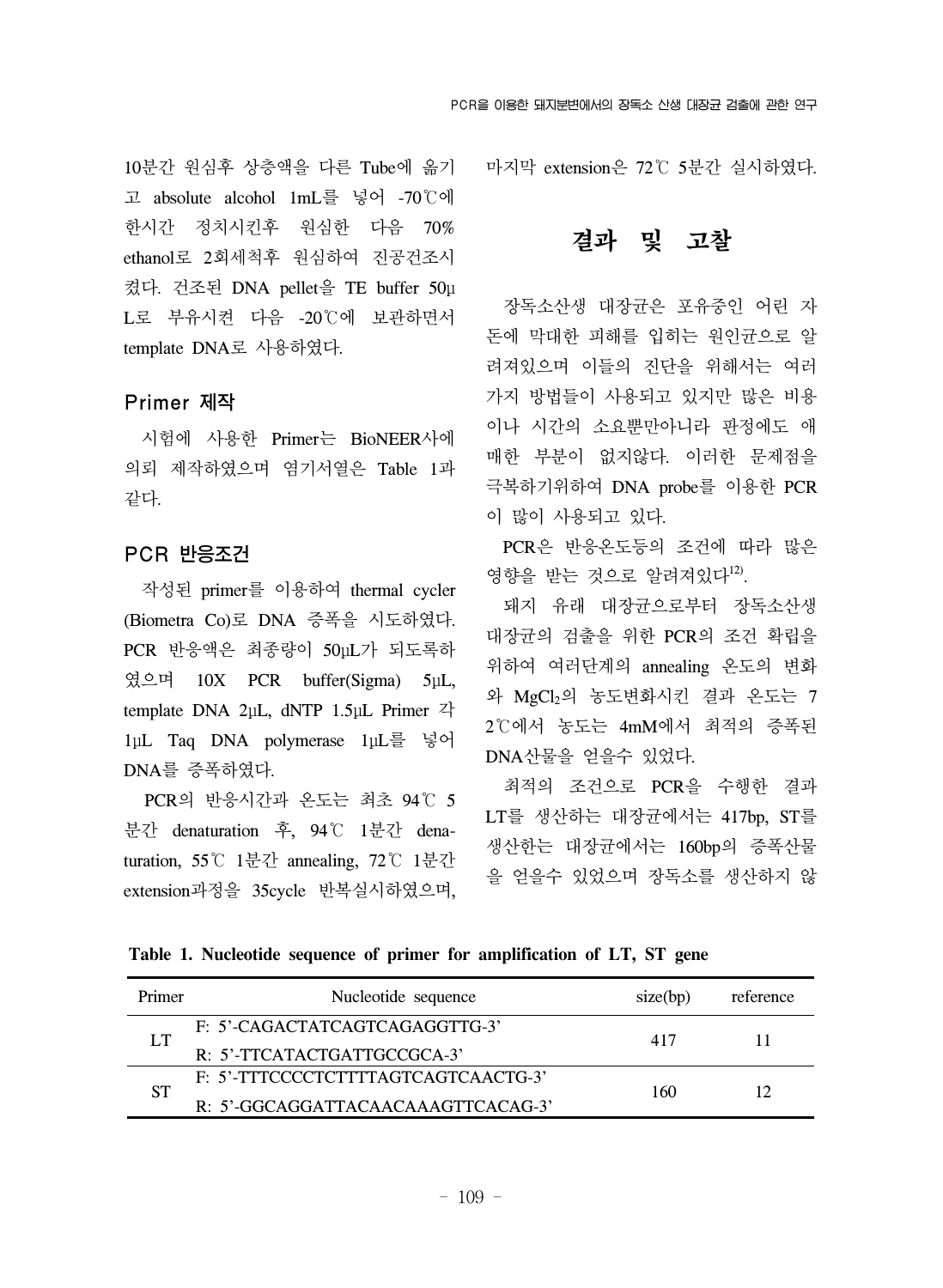10분간 원심후 상층액을 다른 Tube에 옮기고 absolute alcohol 1mL를 넣어 -70℃에 한시간 정치시킨후 원심한 다음 70% ethanol로 2회세척후 원심하여 진공건조시켰다. 건조된 DNA pellet을 TE buffer 50μL로 부유시켠 다음 -20℃에 보관하면서 template DNA로 사용하였다.

### Primer 제작

시험에 사용한 Primer는 BioNEER사에 의뢰 제작하였으며 염기서열은 Table 1과 같다.

### PCR 반응조건

작성된 primer를 이용하여 thermal cycler (Biometra Co)로 DNA 증폭을 시도하였다. PCR 반응액은 최종량이 50μL가 되도록하였으며 10X PCR buffer(Sigma) 5μL, template DNA 2μL, dNTP 1.5μL Primer 각 1μL Taq DNA polymerase 1μL를 넣어 DNA를 증폭하였다.

PCR의 반응시간과 온도는 최초 94℃ 5분간 denaturation 후, 94℃ 1분간 denaturation, 55℃ 1분간 annealing, 72℃ 1분간 extension과정을 35cycle 반복실시하였으며, 마지막 extension은 72℃ 5분간 실시하였다.

## 결과 및 고찰

장독소산생 대장균은 포유중인 어린 자돈에 막대한 피해를 입히는 원인균으로 알려져있으며 이들의 진단을 위해서는 여러가지 방법들이 사용되고 있지만 많은 비용이나 시간의 소요뿐만아니라 판정에도 애매한 부분이 없지않다. 이러한 문제점을 극복하기위하여 DNA probe를 이용한 PCR이 많이 사용되고 있다.

PCR은 반응온도등의 조건에 따라 많은 영향을 받는 것으로 알려져있다[12].

돼지 유래 대장균으로부터 장독소산생 대장균의 검출을 위한 PCR의 조건 확립을 위하여 여러단계의 annealing 온도의 변화와 $MgCl_2$의 농도변화시킨 결과 온도는 72℃에서 농도는 4mM에서 최적의 증폭된 DNA산물을 얻을수 있었다.

최적의 조건으로 PCR을 수행한 결과 LT를 생산하는 대장균에서는 417bp, ST를 생산한는 대장균에서는 160bp의 증폭산물을 얻을수 있었으며 장독소를 생산하지 않

**Table 1. Nucleotide sequence of primer for amplification of LT, ST gene**

| Primer | Nucleotide sequence | size(bp) | reference |
|---|---|---|---|
| LT | F: 5'-CAGACTATCAGTCAGAGGTTG-3'<br>R: 5'-TTCATACTGATTGCCGCA-3' | 417 | 11 |
| ST | F: 5'-TTTCCCCTCTTTTAGTCAGTCAACTG-3'<br>R: 5'-GGCAGGATTACAACAAAGTTCACAG-3' | 160 | 12 |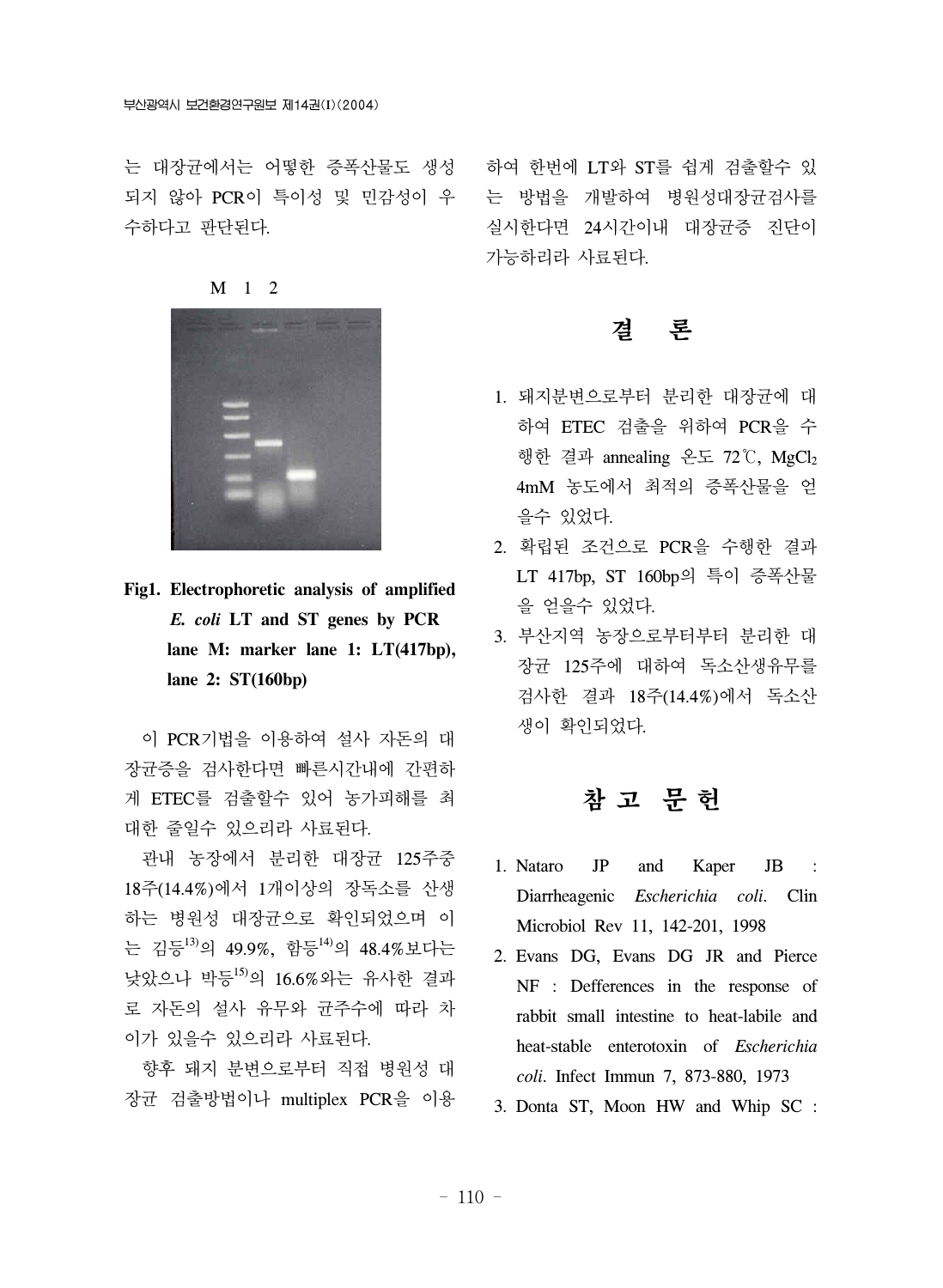는 대장균에서는 어떻한 증폭산물도 생성되지 않아 PCR이 특이성 및 민감성이 우수하다고 판단된다.

M 1 2

**Fig1. Electrophoretic analysis of amplified *E. coli* LT and ST genes by PCR lane M: marker lane 1: LT(417bp), lane 2: ST(160bp)**

이 PCR기법을 이용하여 설사 자돈의 대장균증을 검사한다면 빠른시간내에 간편하게 ETEC를 검출할수 있어 농가피해를 최대한 줄일수 있으리라 사료된다.

관내 농장에서 분리한 대장균 125주중 18주(14.4%)에서 1개이상의 장독소를 산생하는 병원성 대장균으로 확인되었으며 이는 김등[13]의 49.9%, 함등[14]의 48.4%보다는 낮았으나 박등[15]의 16.6%와는 유사한 결과로 자돈의 설사 유무와 균주수에 따라 차이가 있을수 있으리라 사료된다.

향후 돼지 분변으로부터 직접 병원성 대장균 검출방법이나 multiplex PCR을 이용하여 한번에 LT와 ST를 쉽게 검출할수 있는 방법을 개발하여 병원성대장균검사를 실시한다면 24시간이내 대장균증 진단이 가능하리라 사료된다.

# 결 론

1. 돼지분변으로부터 분리한 대장균에 대하여 ETEC 검출을 위하여 PCR을 수행한 결과 annealing 온도 72℃, $MgCl_2$ 4mM 농도에서 최적의 증폭산물을 얻을수 있었다.
2. 확립된 조건으로 PCR을 수행한 결과 LT 417bp, ST 160bp의 특이 증폭산물을 얻을수 있었다.
3. 부산지역 농장으로부터부터 분리한 대장균 125주에 대하여 독소산생유무를 검사한 결과 18주(14.4%)에서 독소산생이 확인되었다.

# 참 고 문 헌

1. Nataro JP and Kaper JB : Diarrheagenic *Escherichia coli*. Clin Microbiol Rev 11, 142-201, 1998
2. Evans DG, Evans DG JR and Pierce NF : Defferences in the response of rabbit small intestine to heat-labile and heat-stable enterotoxin of *Escherichia coli*. Infect Immun 7, 873-880, 1973
3. Donta ST, Moon HW and Whip SC :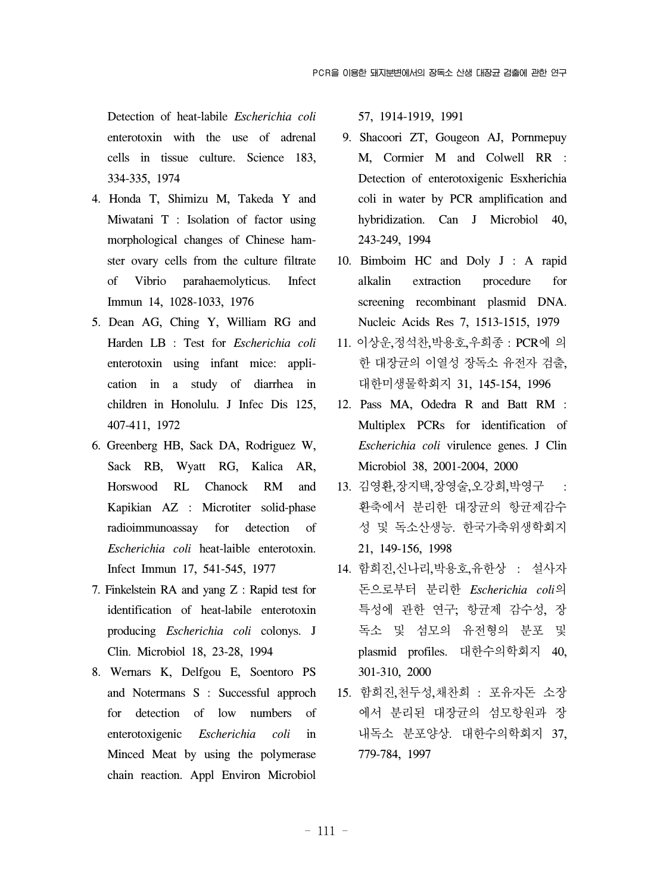Detection of heat-labile *Escherichia coli* enterotoxin with the use of adrenal cells in tissue culture. Science 183, 334-335, 1974

4. Honda T, Shimizu M, Takeda Y and Miwatani T : Isolation of factor using morphological changes of Chinese hamster ovary cells from the culture filtrate of Vibrio parahaemolyticus. Infect Immun 14, 1028-1033, 1976
5. Dean AG, Ching Y, William RG and Harden LB : Test for *Escherichia coli* enterotoxin using infant mice: application in a study of diarrhea in children in Honolulu. J Infec Dis 125, 407-411, 1972
6. Greenberg HB, Sack DA, Rodriguez W, Sack RB, Wyatt RG, Kalica AR, Horswood RL Chanock RM and Kapikian AZ : Microtiter solid-phase radioimmunoassay for detection of *Escherichia coli* heat-laible enterotoxin. Infect Immun 17, 541-545, 1977
7. Finkelstein RA and yang Z : Rapid test for identification of heat-labile enterotoxin producing *Escherichia coli* colonys. J Clin. Microbiol 18, 23-28, 1994
8. Wernars K, Delfgou E, Soentoro PS and Notermans S : Successful approch for detection of low numbers of enterotoxigenic *Escherichia coli* in Minced Meat by using the polymerase chain reaction. Appl Environ Microbiol 57, 1914-1919, 1991
9. Shacoori ZT, Gougeon AJ, Pornmepuy M, Cormier M and Colwell RR : Detection of enterotoxigenic Esxherichia coli in water by PCR amplification and hybridization. Can J Microbiol 40, 243-249, 1994
10. Bimboim HC and Doly J : A rapid alkalin extraction procedure for screening recombinant plasmid DNA. Nucleic Acids Res 7, 1513-1515, 1979
11. 이상운,정석찬,박용호,우희종 : PCR에 의한 대장균의 이열성 장독소 유전자 검출, 대한미생물학회지 31, 145-154, 1996
12. Pass MA, Odedra R and Batt RM : Multiplex PCRs for identification of *Escherichia coli* virulence genes. J Clin Microbiol 38, 2001-2004, 2000
13. 김영환,장지택,장영술,오강희,박영구 : 환축에서 분리한 대장균의 항균제감수성 및 독소산생능. 한국가축위생학회지 21, 149-156, 1998
14. 함희진,신나리,박용호,유한상 : 설사자돈으로부터 분리한 *Escherichia coli*의 특성에 관한 연구; 항균제 감수성, 장독소 및 섬모의 유전형의 분포 및 plasmid profiles. 대한수의학회지 40, 301-310, 2000
15. 함희진,천두성,채찬희 : 포유자돈 소장에서 분리된 대장균의 섬모항원과 장내독소 분포양상. 대한수의학회지 37, 779-784, 1997